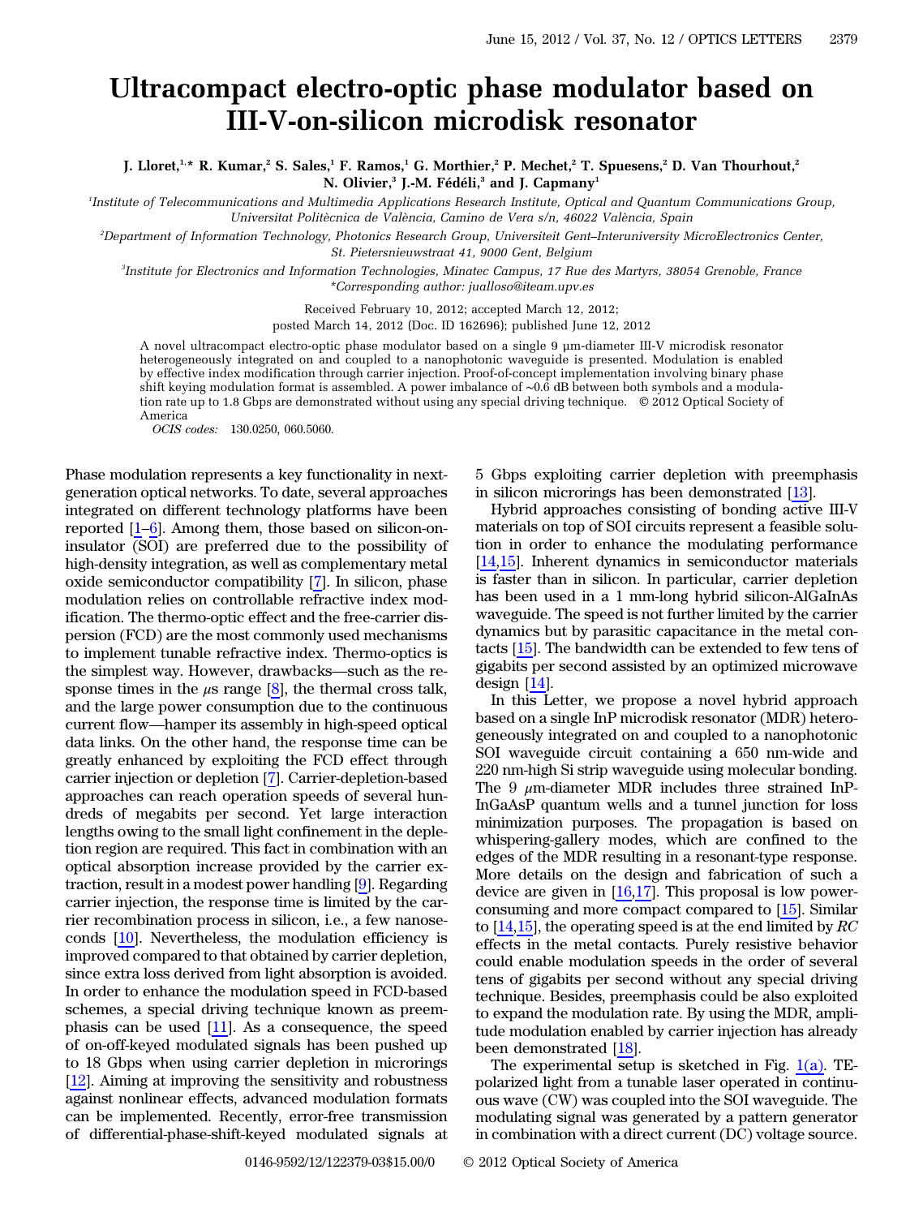# Ultracompact electro-optic phase modulator based on III-V-on-silicon microdisk resonator

J. Lloret,[1,*] R. Kumar,[2] S. Sales,[1] F. Ramos,[1] G. Morthier,[2] P. Mechet,[2] T. Spuesens,[2] D. Van Thourhout,[2] N. Olivier,[3] J.-M. Fédéli,[3] and J. Capmany[1]

[1]Institute of Telecommunications and Multimedia Applications Research Institute, Optical and Quantum Communications Group, Universitat Politècnica de València, Camino de Vera s/n, 46022 València, Spain

[2]Department of Information Technology, Photonics Research Group, Universiteit Gent–Interuniversity MicroElectronics Center, St. Pietersnieuwstraat 41, 9000 Gent, Belgium

[3]Institute for Electronics and Information Technologies, Minatec Campus, 17 Rue des Martyrs, 38054 Grenoble, France

*Corresponding author: jualloso@iteam.upv.es

Received February 10, 2012; accepted March 12, 2012; posted March 14, 2012 (Doc. ID 162696); published June 12, 2012

A novel ultracompact electro-optic phase modulator based on a single 9 μm-diameter III-V microdisk resonator heterogeneously integrated on and coupled to a nanophotonic waveguide is presented. Modulation is enabled by effective index modification through carrier injection. Proof-of-concept implementation involving binary phase shift keying modulation format is assembled. A power imbalance of ~0.6 dB between both symbols and a modulation rate up to 1.8 Gbps are demonstrated without using any special driving technique. © 2012 Optical Society of America

*OCIS codes:* 130.0250, 060.5060.

Phase modulation represents a key functionality in next-generation optical networks. To date, several approaches integrated on different technology platforms have been reported [1–6]. Among them, those based on silicon-on-insulator (SOI) are preferred due to the possibility of high-density integration, as well as complementary metal oxide semiconductor compatibility [7]. In silicon, phase modulation relies on controllable refractive index modification. The thermo-optic effect and the free-carrier dispersion (FCD) are the most commonly used mechanisms to implement tunable refractive index. Thermo-optics is the simplest way. However, drawbacks—such as the response times in the $\mu$s range [8], the thermal cross talk, and the large power consumption due to the continuous current flow—hamper its assembly in high-speed optical data links. On the other hand, the response time can be greatly enhanced by exploiting the FCD effect through carrier injection or depletion [7]. Carrier-depletion-based approaches can reach operation speeds of several hundreds of megabits per second. Yet large interaction lengths owing to the small light confinement in the depletion region are required. This fact in combination with an optical absorption increase provided by the carrier extraction, result in a modest power handling [9]. Regarding carrier injection, the response time is limited by the carrier recombination process in silicon, i.e., a few nanoseconds [10]. Nevertheless, the modulation efficiency is improved compared to that obtained by carrier depletion, since extra loss derived from light absorption is avoided. In order to enhance the modulation speed in FCD-based schemes, a special driving technique known as preemphasis can be used [11]. As a consequence, the speed of on-off-keyed modulated signals has been pushed up to 18 Gbps when using carrier depletion in microrings [12]. Aiming at improving the sensitivity and robustness against nonlinear effects, advanced modulation formats can be implemented. Recently, error-free transmission of differential-phase-shift-keyed modulated signals at 5 Gbps exploiting carrier depletion with preemphasis in silicon microrings has been demonstrated [13].

Hybrid approaches consisting of bonding active III-V materials on top of SOI circuits represent a feasible solution in order to enhance the modulating performance [14,15]. Inherent dynamics in semiconductor materials is faster than in silicon. In particular, carrier depletion has been used in a 1 mm-long hybrid silicon-AlGaInAs waveguide. The speed is not further limited by the carrier dynamics but by parasitic capacitance in the metal contacts [15]. The bandwidth can be extended to few tens of gigabits per second assisted by an optimized microwave design [14].

In this Letter, we propose a novel hybrid approach based on a single InP microdisk resonator (MDR) heterogeneously integrated on and coupled to a nanophotonic SOI waveguide circuit containing a 650 nm-wide and 220 nm-high Si strip waveguide using molecular bonding. The 9 $\mu$m-diameter MDR includes three strained InP-InGaAsP quantum wells and a tunnel junction for loss minimization purposes. The propagation is based on whispering-gallery modes, which are confined to the edges of the MDR resulting in a resonant-type response. More details on the design and fabrication of such a device are given in [16,17]. This proposal is low power-consuming and more compact compared to [15]. Similar to [14,15], the operating speed is at the end limited by $RC$ effects in the metal contacts. Purely resistive behavior could enable modulation speeds in the order of several tens of gigabits per second without any special driving technique. Besides, preemphasis could be also exploited to expand the modulation rate. By using the MDR, amplitude modulation enabled by carrier injection has already been demonstrated [18].

The experimental setup is sketched in Fig. 1(a). TE-polarized light from a tunable laser operated in continuous wave (CW) was coupled into the SOI waveguide. The modulating signal was generated by a pattern generator in combination with a direct current (DC) voltage source.

0146-9592/12/122379-03$15.00/0 © 2012 Optical Society of America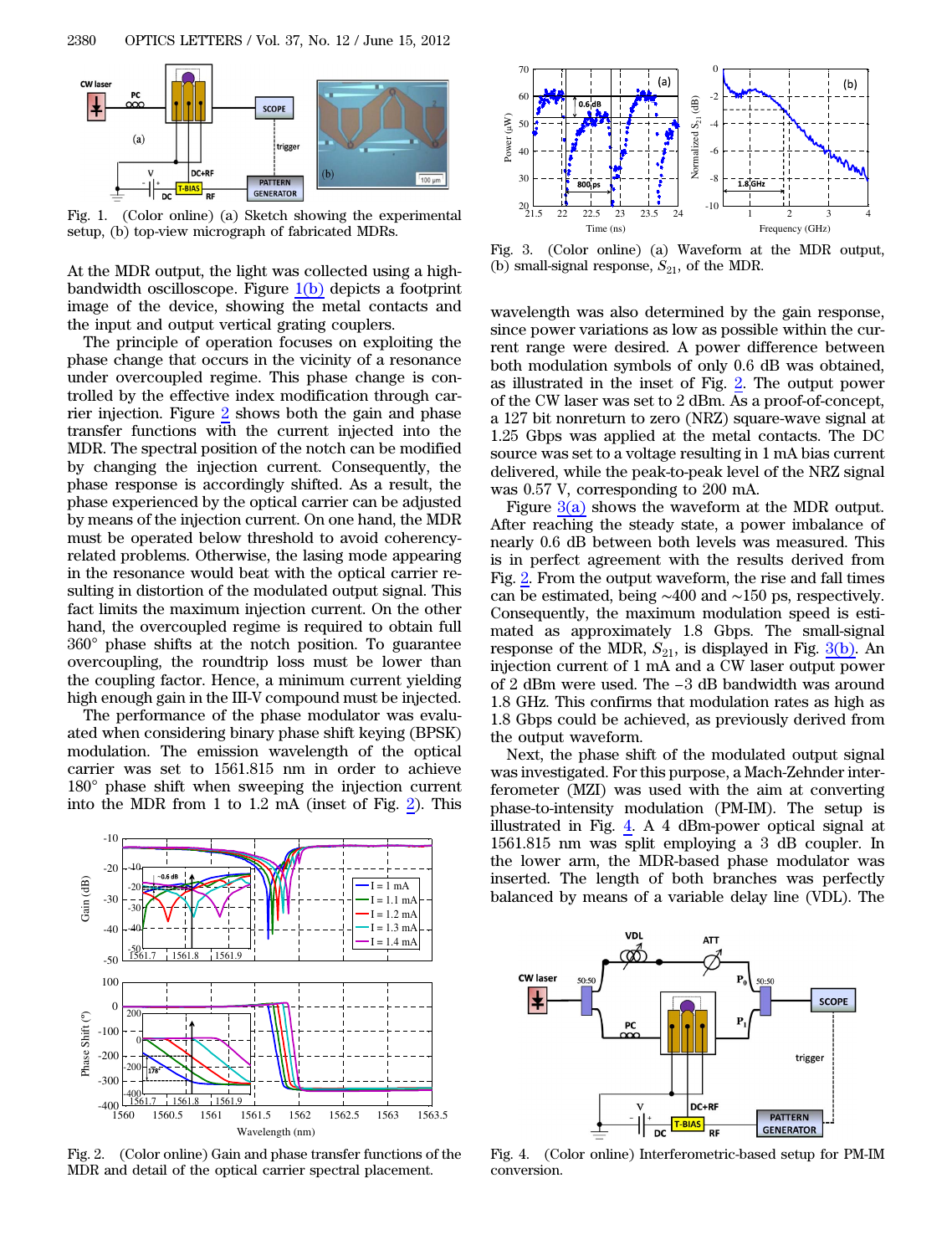Fig. 1. (Color online) (a) Sketch showing the experimental setup, (b) top-view micrograph of fabricated MDRs.

At the MDR output, the light was collected using a high-bandwidth oscilloscope. Figure 1(b) depicts a footprint image of the device, showing the metal contacts and the input and output vertical grating couplers.

The principle of operation focuses on exploiting the phase change that occurs in the vicinity of a resonance under overcoupled regime. This phase change is controlled by the effective index modification through carrier injection. Figure 2 shows both the gain and phase transfer functions with the current injected into the MDR. The spectral position of the notch can be modified by changing the injection current. Consequently, the phase response is accordingly shifted. As a result, the phase experienced by the optical carrier can be adjusted by means of the injection current. On one hand, the MDR must be operated below threshold to avoid coherency-related problems. Otherwise, the lasing mode appearing in the resonance would beat with the optical carrier resulting in distortion of the modulated output signal. This fact limits the maximum injection current. On the other hand, the overcoupled regime is required to obtain full 360° phase shifts at the notch position. To guarantee overcoupling, the roundtrip loss must be lower than the coupling factor. Hence, a minimum current yielding high enough gain in the III-V compound must be injected.

The performance of the phase modulator was evaluated when considering binary phase shift keying (BPSK) modulation. The emission wavelength of the optical carrier was set to 1561.815 nm in order to achieve 180° phase shift when sweeping the injection current into the MDR from 1 to 1.2 mA (inset of Fig. 2). This wavelength was also determined by the gain response, since power variations as low as possible within the current range were desired. A power difference between both modulation symbols of only 0.6 dB was obtained, as illustrated in the inset of Fig. 2. The output power of the CW laser was set to 2 dBm. As a proof-of-concept, a 127 bit nonreturn to zero (NRZ) square-wave signal at 1.25 Gbps was applied at the metal contacts. The DC source was set to a voltage resulting in 1 mA bias current delivered, while the peak-to-peak level of the NRZ signal was 0.57 V, corresponding to 200 mA.

Fig. 2. (Color online) Gain and phase transfer functions of the MDR and detail of the optical carrier spectral placement.

Fig. 3. (Color online) (a) Waveform at the MDR output, (b) small-signal response, $S_{21}$, of the MDR.

Figure 3(a) shows the waveform at the MDR output. After reaching the steady state, a power imbalance of nearly 0.6 dB between both levels was measured. This is in perfect agreement with the results derived from Fig. 2. From the output waveform, the rise and fall times can be estimated, being ~400 and ~150 ps, respectively. Consequently, the maximum modulation speed is estimated as approximately 1.8 Gbps. The small-signal response of the MDR, $S_{21}$, is displayed in Fig. 3(b). An injection current of 1 mA and a CW laser output power of 2 dBm were used. The −3 dB bandwidth was around 1.8 GHz. This confirms that modulation rates as high as 1.8 Gbps could be achieved, as previously derived from the output waveform.

Next, the phase shift of the modulated output signal was investigated. For this purpose, a Mach-Zehnder interferometer (MZI) was used with the aim at converting phase-to-intensity modulation (PM-IM). The setup is illustrated in Fig. 4. A 4 dBm-power optical signal at 1561.815 nm was split employing a 3 dB coupler. In the lower arm, the MDR-based phase modulator was inserted. The length of both branches was perfectly balanced by means of a variable delay line (VDL). The

Fig. 4. (Color online) Interferometric-based setup for PM-IM conversion.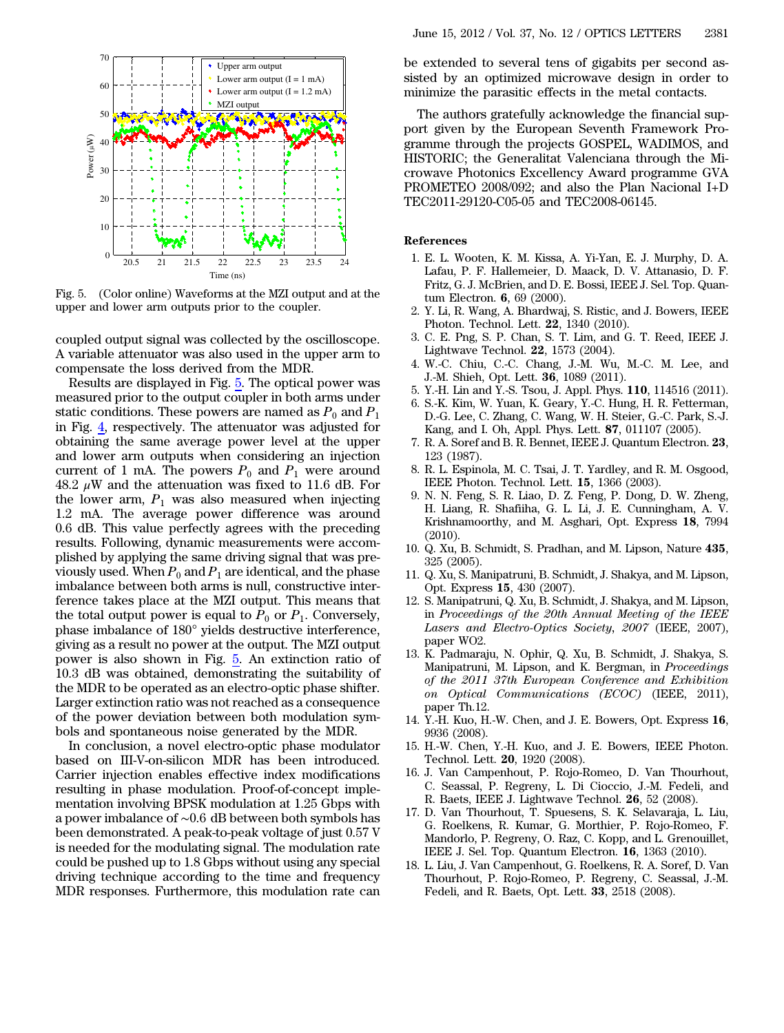70

60

50

40

30

20

10

0

Power (μW)

20.5 21 21.5 22 22.5 23 23.5 24

Time (ns)

Upper arm output

Lower arm output (I = 1 mA)

Lower arm output (I = 1.2 mA)

MZI output

Fig. 5. (Color online) Waveforms at the MZI output and at the upper and lower arm outputs prior to the coupler.

coupled output signal was collected by the oscilloscope. A variable attenuator was also used in the upper arm to compensate the loss derived from the MDR.

Results are displayed in Fig. 5. The optical power was measured prior to the output coupler in both arms under static conditions. These powers are named as $P_0$ and $P_1$ in Fig. 4, respectively. The attenuator was adjusted for obtaining the same average power level at the upper and lower arm outputs when considering an injection current of 1 mA. The powers $P_0$ and $P_1$ were around 48.2 $\mu$W and the attenuation was fixed to 11.6 dB. For the lower arm, $P_1$ was also measured when injecting 1.2 mA. The average power difference was around 0.6 dB. This value perfectly agrees with the preceding results. Following, dynamic measurements were accomplished by applying the same driving signal that was previously used. When $P_0$ and $P_1$ are identical, and the phase imbalance between both arms is null, constructive interference takes place at the MZI output. This means that the total output power is equal to $P_0$ or $P_1$. Conversely, phase imbalance of 180° yields destructive interference, giving as a result no power at the output. The MZI output power is also shown in Fig. 5. An extinction ratio of 10.3 dB was obtained, demonstrating the suitability of the MDR to be operated as an electro-optic phase shifter. Larger extinction ratio was not reached as a consequence of the power deviation between both modulation symbols and spontaneous noise generated by the MDR.

In conclusion, a novel electro-optic phase modulator based on III-V-on-silicon MDR has been introduced. Carrier injection enables effective index modifications resulting in phase modulation. Proof-of-concept implementation involving BPSK modulation at 1.25 Gbps with a power imbalance of ~0.6 dB between both symbols has been demonstrated. A peak-to-peak voltage of just 0.57 V is needed for the modulating signal. The modulation rate could be pushed up to 1.8 Gbps without using any special driving technique according to the time and frequency MDR responses. Furthermore, this modulation rate can be extended to several tens of gigabits per second assisted by an optimized microwave design in order to minimize the parasitic effects in the metal contacts.

The authors gratefully acknowledge the financial support given by the European Seventh Framework Programme through the projects GOSPEL, WADIMOS, and HISTORIC; the Generalitat Valenciana through the Microwave Photonics Excellency Award programme GVA PROMETEO 2008/092; and also the Plan Nacional I+D TEC2011-29120-C05-05 and TEC2008-06145.

## References

1. E. L. Wooten, K. M. Kissa, A. Yi-Yan, E. J. Murphy, D. A. Lafau, P. F. Hallemeier, D. Maack, D. V. Attanasio, D. F. Fritz, G. J. McBrien, and D. E. Bossi, IEEE J. Sel. Top. Quantum Electron. **6**, 69 (2000).
2. Y. Li, R. Wang, A. Bhardwaj, S. Ristic, and J. Bowers, IEEE Photon. Technol. Lett. **22**, 1340 (2010).
3. C. E. Png, S. P. Chan, S. T. Lim, and G. T. Reed, IEEE J. Lightwave Technol. **22**, 1573 (2004).
4. W.-C. Chiu, C.-C. Chang, J.-M. Wu, M.-C. M. Lee, and J.-M. Shieh, Opt. Lett. **36**, 1089 (2011).
5. Y.-H. Lin and Y.-S. Tsou, J. Appl. Phys. **110**, 114516 (2011).
6. S.-K. Kim, W. Yuan, K. Geary, Y.-C. Hung, H. R. Fetterman, D.-G. Lee, C. Zhang, C. Wang, W. H. Steier, G.-C. Park, S.-J. Kang, and I. Oh, Appl. Phys. Lett. **87**, 011107 (2005).
7. R. A. Soref and B. R. Bennet, IEEE J. Quantum Electron. **23**, 123 (1987).
8. R. L. Espinola, M. C. Tsai, J. T. Yardley, and R. M. Osgood, IEEE Photon. Technol. Lett. **15**, 1366 (2003).
9. N. N. Feng, S. R. Liao, D. Z. Feng, P. Dong, D. W. Zheng, H. Liang, R. Shafiiha, G. L. Li, J. E. Cunningham, A. V. Krishnamoorthy, and M. Asghari, Opt. Express **18**, 7994 (2010).
10. Q. Xu, B. Schmidt, S. Pradhan, and M. Lipson, Nature **435**, 325 (2005).
11. Q. Xu, S. Manipatruni, B. Schmidt, J. Shakya, and M. Lipson, Opt. Express **15**, 430 (2007).
12. S. Manipatruni, Q. Xu, B. Schmidt, J. Shakya, and M. Lipson, in *Proceedings of the 20th Annual Meeting of the IEEE Lasers and Electro-Optics Society, 2007* (IEEE, 2007), paper WO2.
13. K. Padmaraju, N. Ophir, Q. Xu, B. Schmidt, J. Shakya, S. Manipatruni, M. Lipson, and K. Bergman, in *Proceedings of the 2011 37th European Conference and Exhibition on Optical Communications (ECOC)* (IEEE, 2011), paper Th.12.
14. Y.-H. Kuo, H.-W. Chen, and J. E. Bowers, Opt. Express **16**, 9936 (2008).
15. H.-W. Chen, Y.-H. Kuo, and J. E. Bowers, IEEE Photon. Technol. Lett. **20**, 1920 (2008).
16. J. Van Campenhout, P. Rojo-Romeo, D. Van Thourhout, C. Seassal, P. Regreny, L. Di Cioccio, J.-M. Fedeli, and R. Baets, IEEE J. Lightwave Technol. **26**, 52 (2008).
17. D. Van Thourhout, T. Spuesens, S. K. Selavaraja, L. Liu, G. Roelkens, R. Kumar, G. Morthier, P. Rojo-Romeo, F. Mandorlo, P. Regreny, O. Raz, C. Kopp, and L. Grenouillet, IEEE J. Sel. Top. Quantum Electron. **16**, 1363 (2010).
18. L. Liu, J. Van Campenhout, G. Roelkens, R. A. Soref, D. Van Thourhout, P. Rojo-Romeo, P. Regreny, C. Seassal, J.-M. Fedeli, and R. Baets, Opt. Lett. **33**, 2518 (2008).